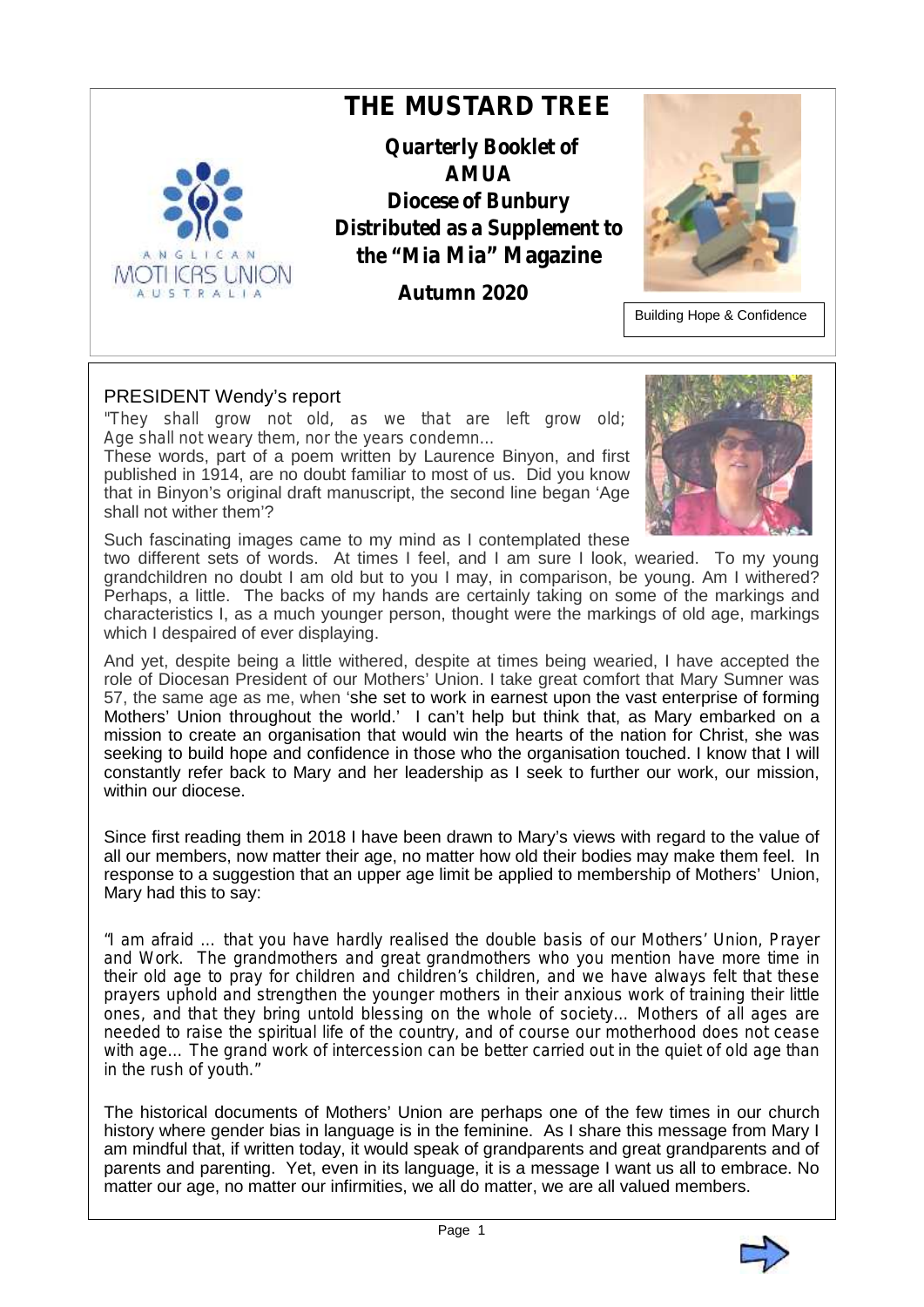# THE MUSTARD TREE

**Quarterly Booklet of AMUA**
**Diocese of Bunbury**
**Distributed as a Supplement to the "Mia Mia" Magazine**

**Autumn 2020**

Building Hope & Confidence

## PRESIDENT Wendy's report

*"They shall grow not old, as we that are left grow old; Age shall not weary them, nor the years condemn...*

These words, part of a poem written by Laurence Binyon, and first published in 1914, are no doubt familiar to most of us. Did you know that in Binyon's original draft manuscript, the second line began 'Age shall not wither them'?

Such fascinating images came to my mind as I contemplated these two different sets of words. At times I feel, and I am sure I look, wearied. To my young grandchildren no doubt I am old but to you I may, in comparison, be young. Am I withered? Perhaps, a little. The backs of my hands are certainly taking on some of the markings and characteristics I, as a much younger person, thought were the markings of old age, markings which I despaired of ever displaying.

And yet, despite being a little withered, despite at times being wearied, I have accepted the role of Diocesan President of our Mothers' Union. I take great comfort that Mary Sumner was 57, the same age as me, when 'she set to work in earnest upon the vast enterprise of forming Mothers' Union throughout the world.' I can't help but think that, as Mary embarked on a mission to create an organisation that would win the hearts of the nation for Christ, she was seeking to build hope and confidence in those who the organisation touched. I know that I will constantly refer back to Mary and her leadership as I seek to further our work, our mission, within our diocese.

Since first reading them in 2018 I have been drawn to Mary's views with regard to the value of all our members, now matter their age, no matter how old their bodies may make them feel. In response to a suggestion that an upper age limit be applied to membership of Mothers' Union, Mary had this to say:

*"I am afraid ... that you have hardly realised the double basis of our Mothers' Union, Prayer and Work. The grandmothers and great grandmothers who you mention have more time in their old age to pray for children and children's children, and we have always felt that these prayers uphold and strengthen the younger mothers in their anxious work of training their little ones, and that they bring untold blessing on the whole of society... Mothers of all ages are needed to raise the spiritual life of the country, and of course our motherhood does not cease with age... The grand work of intercession can be better carried out in the quiet of old age than in the rush of youth."*

The historical documents of Mothers' Union are perhaps one of the few times in our church history where gender bias in language is in the feminine. As I share this message from Mary I am mindful that, if written today, it would speak of grandparents and great grandparents and of parents and parenting. Yet, even in its language, it is a message I want us all to embrace. No matter our age, no matter our infirmities, we all do matter, we are all valued members.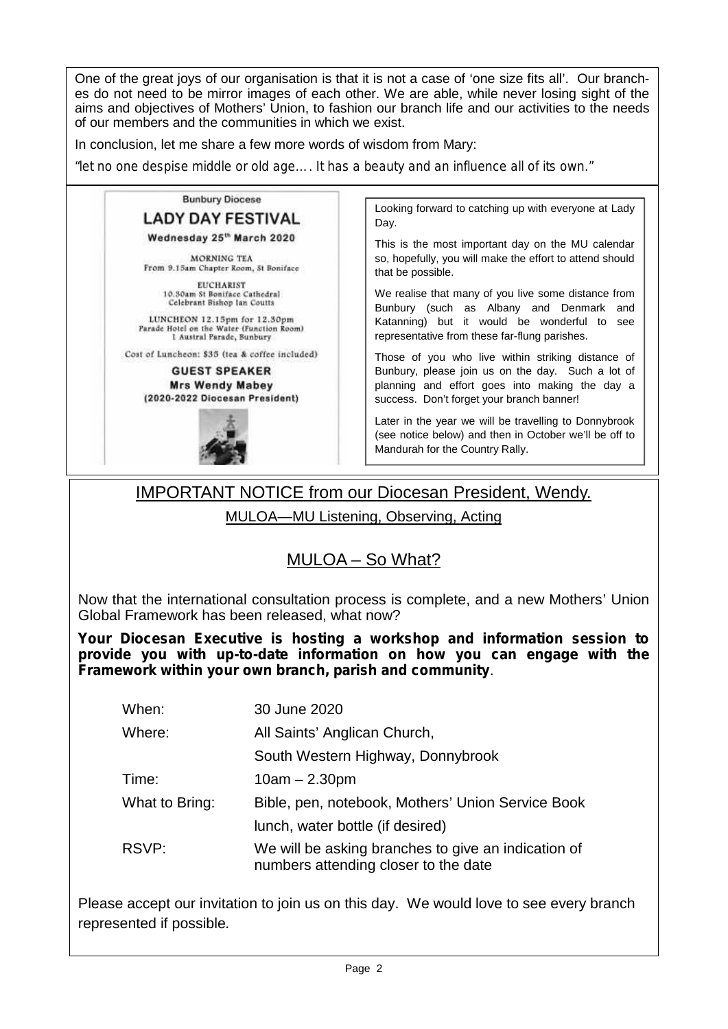One of the great joys of our organisation is that it is not a case of 'one size fits all'. Our branches do not need to be mirror images of each other. We are able, while never losing sight of the aims and objectives of Mothers' Union, to fashion our branch life and our activities to the needs of our members and the communities in which we exist.

In conclusion, let me share a few more words of wisdom from Mary:

*"let no one despise middle or old age…. It has a beauty and an influence all of its own."*

Bunbury Diocese

## LADY DAY FESTIVAL

**Wednesday 25th March 2020**

MORNING TEA
From 9.15am Chapter Room, St Boniface

EUCHARIST
10.30am St Boniface Cathedral
Celebrant Bishop Ian Coutts

LUNCHEON 12.15pm for 12.30pm
Parade Hotel on the Water (Function Room)
1 Austral Parade, Bunbury

Cost of Luncheon: $35 (tea & coffee included)

**GUEST SPEAKER**
**Mrs Wendy Mabey**
**(2020-2022 Diocesan President)**

Looking forward to catching up with everyone at Lady Day.

This is the most important day on the MU calendar so, hopefully, you will make the effort to attend should that be possible.

We realise that many of you live some distance from Bunbury (such as Albany and Denmark and Katanning) but it would be wonderful to see representative from these far-flung parishes.

Those of you who live within striking distance of Bunbury, please join us on the day. Such a lot of planning and effort goes into making the day a success. Don't forget your branch banner!

Later in the year we will be travelling to Donnybrook (see notice below) and then in October we'll be off to Mandurah for the Country Rally.

## IMPORTANT NOTICE from our Diocesan President, Wendy.

MULOA—MU Listening, Observing, Acting

## MULOA – So What?

Now that the international consultation process is complete, and a new Mothers' Union Global Framework has been released, what now?

**Your Diocesan Executive is hosting a workshop and information session to provide you with up-to-date information on how you can engage with the Framework within your own branch, parish and community**.

| | |
|---|---|
| When: | 30 June 2020 |
| Where: | All Saints' Anglican Church, South Western Highway, Donnybrook |
| Time: | 10am – 2.30pm |
| What to Bring: | Bible, pen, notebook, Mothers' Union Service Book lunch, water bottle (if desired) |
| RSVP: | We will be asking branches to give an indication of numbers attending closer to the date |

Please accept our invitation to join us on this day. We would love to see every branch represented if possible.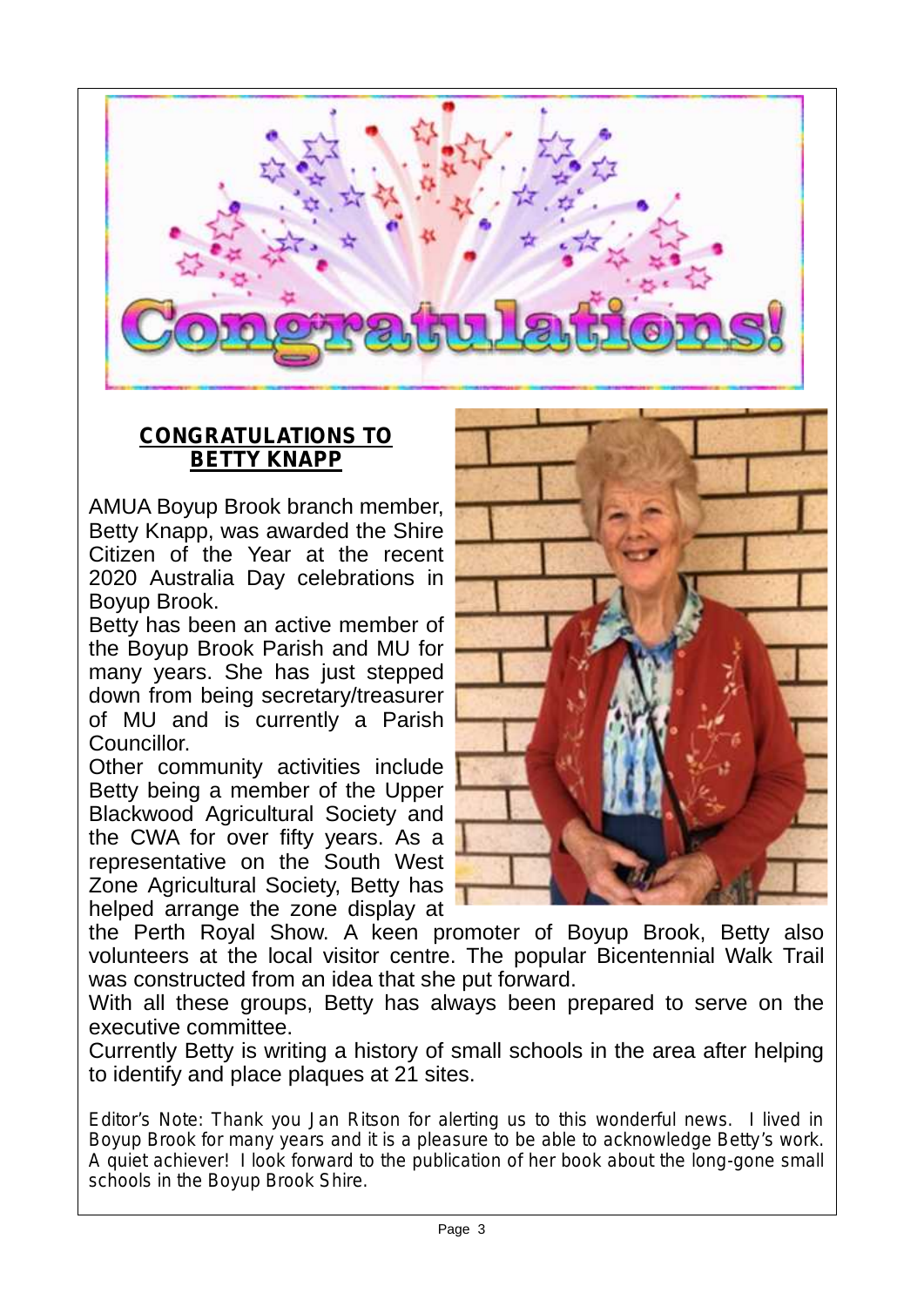# Congratulations!

## CONGRATULATIONS TO BETTY KNAPP

AMUA Boyup Brook branch member, Betty Knapp, was awarded the Shire Citizen of the Year at the recent 2020 Australia Day celebrations in Boyup Brook.

Betty has been an active member of the Boyup Brook Parish and MU for many years. She has just stepped down from being secretary/treasurer of MU and is currently a Parish Councillor.

Other community activities include Betty being a member of the Upper Blackwood Agricultural Society and the CWA for over fifty years. As a representative on the South West Zone Agricultural Society, Betty has helped arrange the zone display at the Perth Royal Show. A keen promoter of Boyup Brook, Betty also volunteers at the local visitor centre. The popular Bicentennial Walk Trail was constructed from an idea that she put forward.

With all these groups, Betty has always been prepared to serve on the executive committee.

Currently Betty is writing a history of small schools in the area after helping to identify and place plaques at 21 sites.

*Editor's Note: Thank you Jan Ritson for alerting us to this wonderful news. I lived in Boyup Brook for many years and it is a pleasure to be able to acknowledge Betty's work. A quiet achiever! I look forward to the publication of her book about the long-gone small schools in the Boyup Brook Shire.*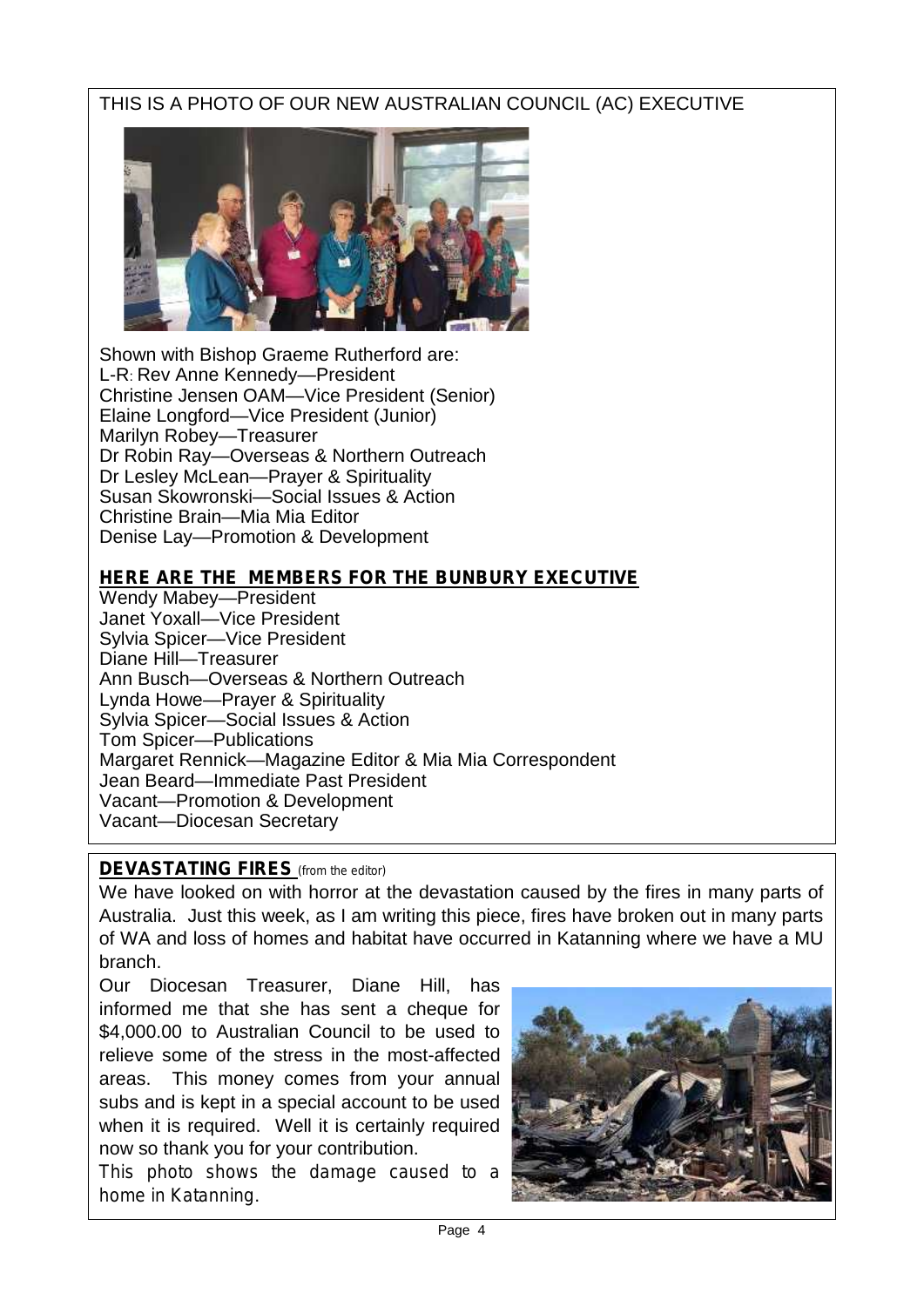THIS IS A PHOTO OF OUR NEW AUSTRALIAN COUNCIL (AC) EXECUTIVE

Shown with Bishop Graeme Rutherford are:
L-R: Rev Anne Kennedy—President
Christine Jensen OAM—Vice President (Senior)
Elaine Longford—Vice President (Junior)
Marilyn Robey—Treasurer
Dr Robin Ray—Overseas & Northern Outreach
Dr Lesley McLean—Prayer & Spirituality
Susan Skowronski—Social Issues & Action
Christine Brain—Mia Mia Editor
Denise Lay—Promotion & Development

## HERE ARE THE MEMBERS FOR THE BUNBURY EXECUTIVE

Wendy Mabey—President
Janet Yoxall—Vice President
Sylvia Spicer—Vice President
Diane Hill—Treasurer
Ann Busch—Overseas & Northern Outreach
Lynda Howe—Prayer & Spirituality
Sylvia Spicer—Social Issues & Action
Tom Spicer—Publications
Margaret Rennick—Magazine Editor & Mia Mia Correspondent
Jean Beard—Immediate Past President
Vacant—Promotion & Development
Vacant—Diocesan Secretary

## DEVASTATING FIRES (from the editor)

We have looked on with horror at the devastation caused by the fires in many parts of Australia. Just this week, as I am writing this piece, fires have broken out in many parts of WA and loss of homes and habitat have occurred in Katanning where we have a MU branch.

Our Diocesan Treasurer, Diane Hill, has informed me that she has sent a cheque for $4,000.00 to Australian Council to be used to relieve some of the stress in the most-affected areas. This money comes from your annual subs and is kept in a special account to be used when it is required. Well it is certainly required now so thank you for your contribution.

*This photo shows the damage caused to a home in Katanning.*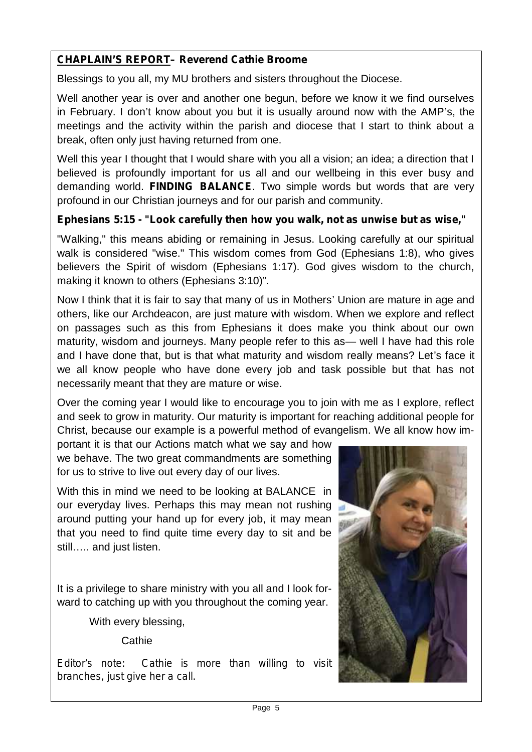**CHAPLAIN'S REPORT– Reverend Cathie Broome**

Blessings to you all, my MU brothers and sisters throughout the Diocese.

Well another year is over and another one begun, before we know it we find ourselves in February. I don't know about you but it is usually around now with the AMP's, the meetings and the activity within the parish and diocese that I start to think about a break, often only just having returned from one.

Well this year I thought that I would share with you all a vision; an idea; a direction that I believed is profoundly important for us all and our wellbeing in this ever busy and demanding world. **FINDING BALANCE**. Two simple words but words that are very profound in our Christian journeys and for our parish and community.

**Ephesians 5:15 - "Look carefully then how you walk, not as unwise but as wise,"**

"Walking," this means abiding or remaining in Jesus. Looking carefully at our spiritual walk is considered "wise." This wisdom comes from God (Ephesians 1:8), who gives believers the Spirit of wisdom (Ephesians 1:17). God gives wisdom to the church, making it known to others (Ephesians 3:10)".

Now I think that it is fair to say that many of us in Mothers' Union are mature in age and others, like our Archdeacon, are just mature with wisdom. When we explore and reflect on passages such as this from Ephesians it does make you think about our own maturity, wisdom and journeys. Many people refer to this as— well I have had this role and I have done that, but is that what maturity and wisdom really means? Let's face it we all know people who have done every job and task possible but that has not necessarily meant that they are mature or wise.

Over the coming year I would like to encourage you to join with me as I explore, reflect and seek to grow in maturity. Our maturity is important for reaching additional people for Christ, because our example is a powerful method of evangelism. We all know how important it is that our Actions match what we say and how we behave. The two great commandments are something for us to strive to live out every day of our lives.

With this in mind we need to be looking at BALANCE in our everyday lives. Perhaps this may mean not rushing around putting your hand up for every job, it may mean that you need to find quite time every day to sit and be still….. and just listen.

It is a privilege to share ministry with you all and I look forward to catching up with you throughout the coming year.

With every blessing,

Cathie

*Editor's note: Cathie is more than willing to visit branches, just give her a call.*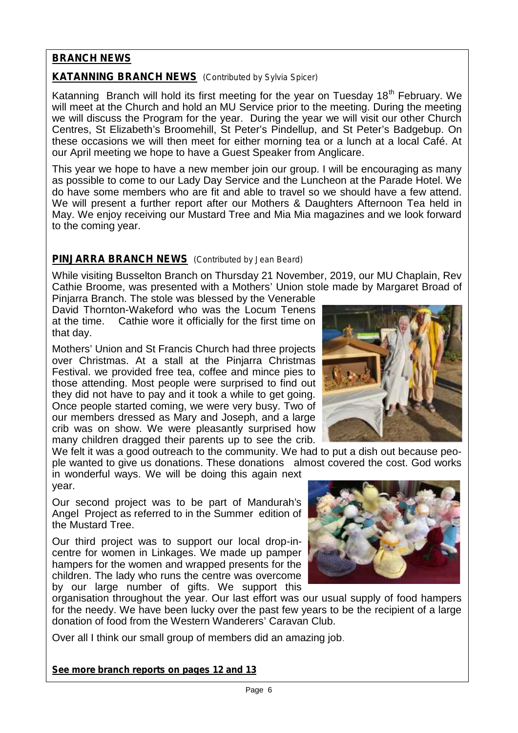## BRANCH NEWS

### KATANNING BRANCH NEWS *(Contributed by Sylvia Spicer)*

Katanning Branch will hold its first meeting for the year on Tuesday 18th February. We will meet at the Church and hold an MU Service prior to the meeting. During the meeting we will discuss the Program for the year. During the year we will visit our other Church Centres, St Elizabeth's Broomehill, St Peter's Pindellup, and St Peter's Badgebup. On these occasions we will then meet for either morning tea or a lunch at a local Café. At our April meeting we hope to have a Guest Speaker from Anglicare.

This year we hope to have a new member join our group. I will be encouraging as many as possible to come to our Lady Day Service and the Luncheon at the Parade Hotel. We do have some members who are fit and able to travel so we should have a few attend. We will present a further report after our Mothers & Daughters Afternoon Tea held in May. We enjoy receiving our Mustard Tree and Mia Mia magazines and we look forward to the coming year.

### PINJARRA BRANCH NEWS *(Contributed by Jean Beard)*

While visiting Busselton Branch on Thursday 21 November, 2019, our MU Chaplain, Rev Cathie Broome, was presented with a Mothers' Union stole made by Margaret Broad of Pinjarra Branch. The stole was blessed by the Venerable David Thornton-Wakeford who was the Locum Tenens at the time. Cathie wore it officially for the first time on that day.

Mothers' Union and St Francis Church had three projects over Christmas. At a stall at the Pinjarra Christmas Festival. we provided free tea, coffee and mince pies to those attending. Most people were surprised to find out they did not have to pay and it took a while to get going. Once people started coming, we were very busy. Two of our members dressed as Mary and Joseph, and a large crib was on show. We were pleasantly surprised how many children dragged their parents up to see the crib. We felt it was a good outreach to the community. We had to put a dish out because people wanted to give us donations. These donations almost covered the cost. God works in wonderful ways. We will be doing this again next year.

Our second project was to be part of Mandurah's Angel Project as referred to in the Summer edition of the Mustard Tree.

Our third project was to support our local drop-in-centre for women in Linkages. We made up pamper hampers for the women and wrapped presents for the children. The lady who runs the centre was overcome by our large number of gifts. We support this organisation throughout the year. Our last effort was our usual supply of food hampers for the needy. We have been lucky over the past few years to be the recipient of a large donation of food from the Western Wanderers' Caravan Club.

Over all I think our small group of members did an amazing job.

**See more branch reports on pages 12 and 13**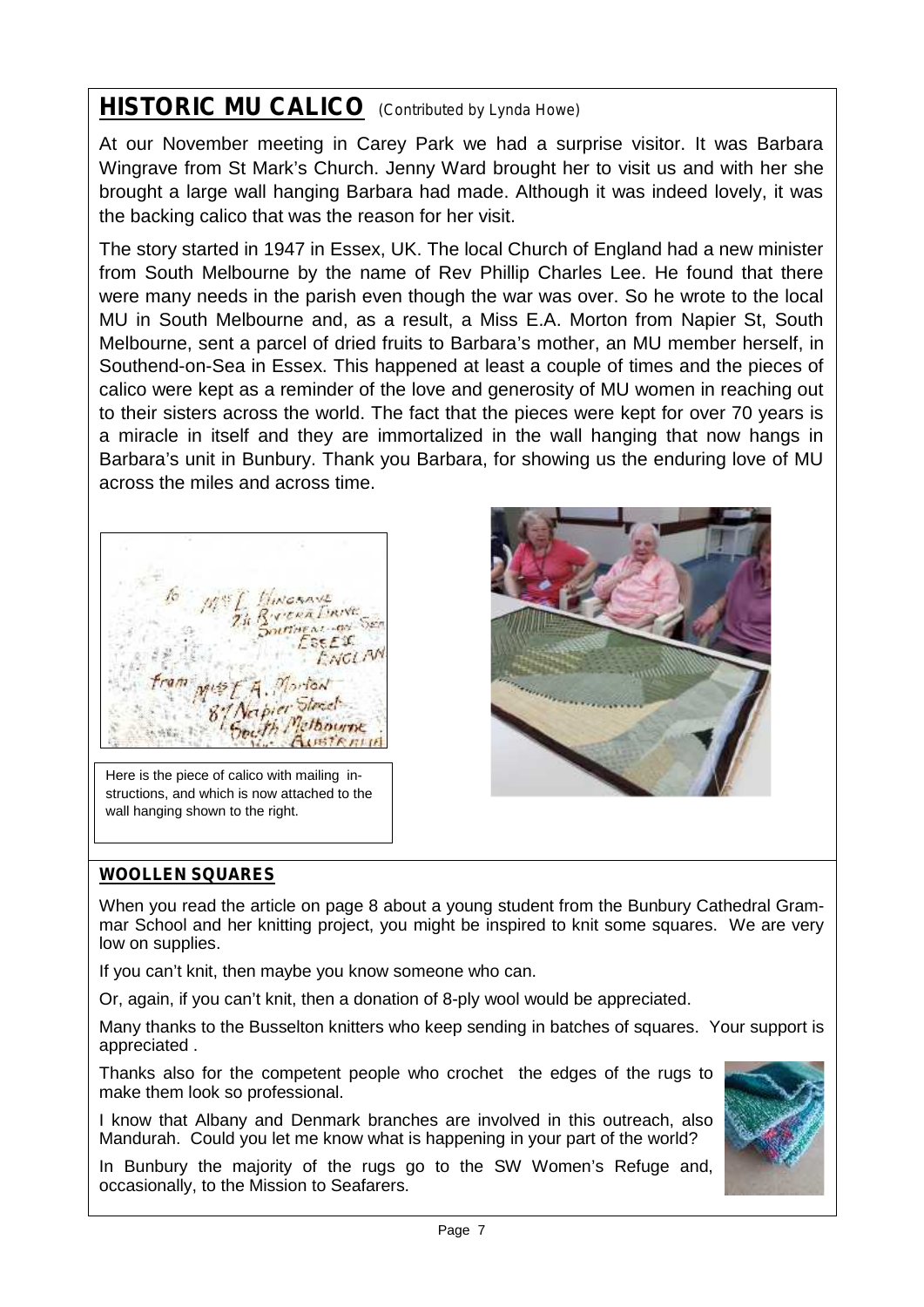## HISTORIC MU CALICO *(Contributed by Lynda Howe)*

At our November meeting in Carey Park we had a surprise visitor. It was Barbara Wingrave from St Mark's Church. Jenny Ward brought her to visit us and with her she brought a large wall hanging Barbara had made. Although it was indeed lovely, it was the backing calico that was the reason for her visit.

The story started in 1947 in Essex, UK. The local Church of England had a new minister from South Melbourne by the name of Rev Phillip Charles Lee. He found that there were many needs in the parish even though the war was over. So he wrote to the local MU in South Melbourne and, as a result, a Miss E.A. Morton from Napier St, South Melbourne, sent a parcel of dried fruits to Barbara's mother, an MU member herself, in Southend-on-Sea in Essex. This happened at least a couple of times and the pieces of calico were kept as a reminder of the love and generosity of MU women in reaching out to their sisters across the world. The fact that the pieces were kept for over 70 years is a miracle in itself and they are immortalized in the wall hanging that now hangs in Barbara's unit in Bunbury. Thank you Barbara, for showing us the enduring love of MU across the miles and across time.

Here is the piece of calico with mailing instructions, and which is now attached to the wall hanging shown to the right.

## WOOLLEN SQUARES

When you read the article on page 8 about a young student from the Bunbury Cathedral Grammar School and her knitting project, you might be inspired to knit some squares. We are very low on supplies.

If you can't knit, then maybe you know someone who can.

Or, again, if you can't knit, then a donation of 8-ply wool would be appreciated.

Many thanks to the Busselton knitters who keep sending in batches of squares. Your support is appreciated .

Thanks also for the competent people who crochet the edges of the rugs to make them look so professional.

I know that Albany and Denmark branches are involved in this outreach, also Mandurah. Could you let me know what is happening in your part of the world?

In Bunbury the majority of the rugs go to the SW Women's Refuge and, occasionally, to the Mission to Seafarers.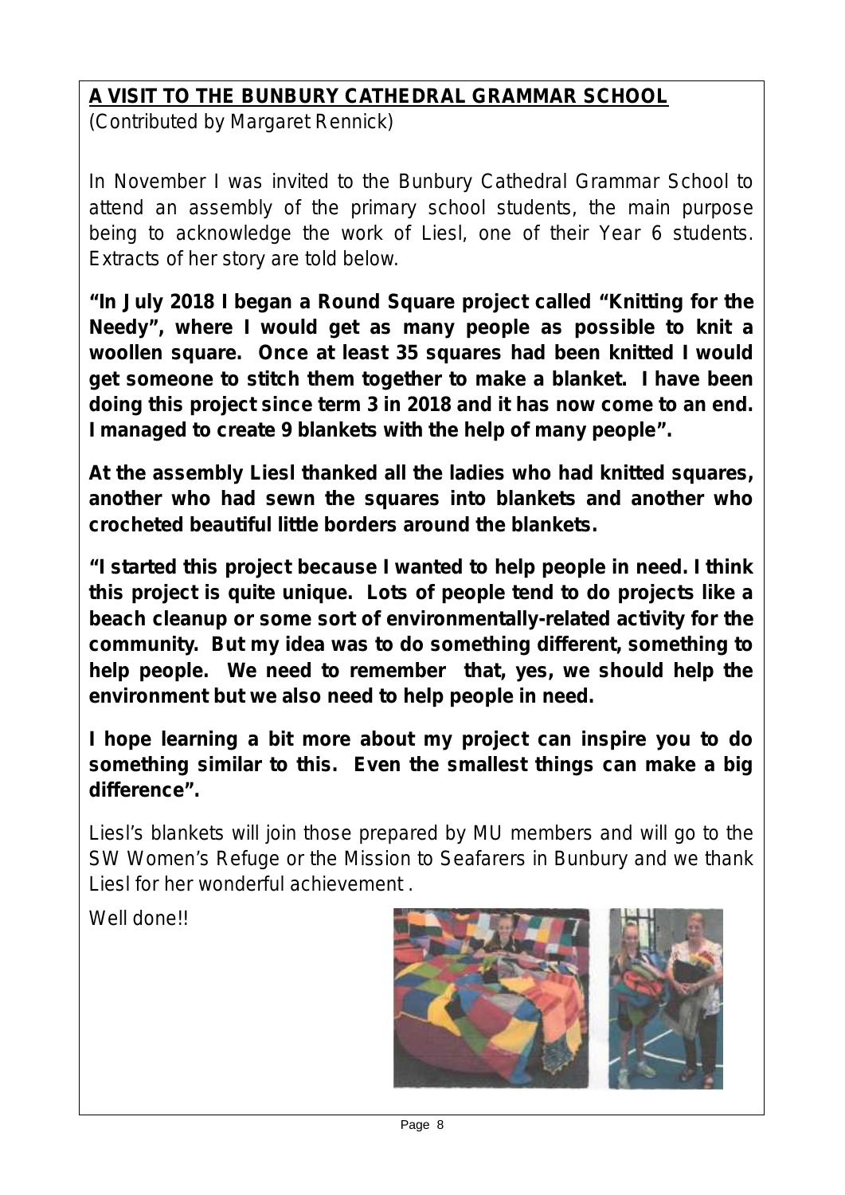## **A VISIT TO THE BUNBURY CATHEDRAL GRAMMAR SCHOOL**

(Contributed by Margaret Rennick)

In November I was invited to the Bunbury Cathedral Grammar School to attend an assembly of the primary school students, the main purpose being to acknowledge the work of Liesl, one of their Year 6 students. Extracts of her story are told below.

**"In July 2018 I began a Round Square project called "Knitting for the Needy", where I would get as many people as possible to knit a woollen square. Once at least 35 squares had been knitted I would get someone to stitch them together to make a blanket. I have been doing this project since term 3 in 2018 and it has now come to an end. I managed to create 9 blankets with the help of many people".**

**At the assembly Liesl thanked all the ladies who had knitted squares, another who had sewn the squares into blankets and another who crocheted beautiful little borders around the blankets.**

**"I started this project because I wanted to help people in need. I think this project is quite unique. Lots of people tend to do projects like a beach cleanup or some sort of environmentally-related activity for the community. But my idea was to do something different, something to help people. We need to remember that, yes, we should help the environment but we also need to help people in need.**

**I hope learning a bit more about my project can inspire you to do something similar to this. Even the smallest things can make a big difference".**

Liesl's blankets will join those prepared by MU members and will go to the SW Women's Refuge or the Mission to Seafarers in Bunbury and we thank Liesl for her wonderful achievement .

Well done!!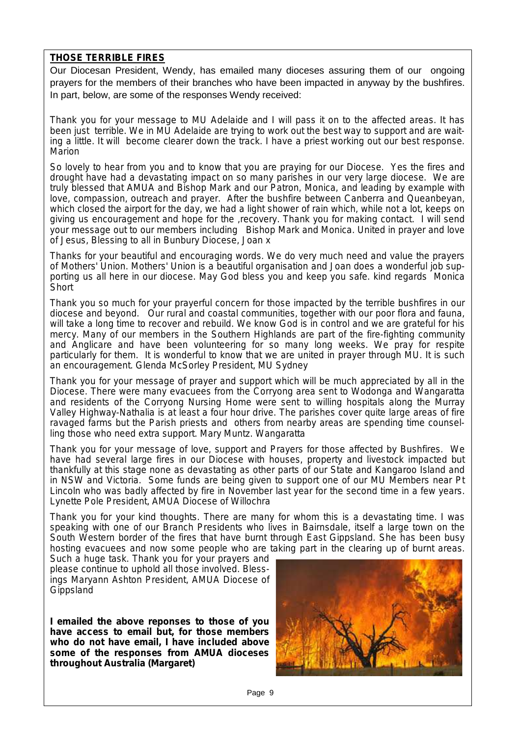**THOSE TERRIBLE FIRES**

Our Diocesan President, Wendy, has emailed many dioceses assuring them of our ongoing prayers for the members of their branches who have been impacted in anyway by the bushfires. In part, below, are some of the responses Wendy received:

Thank you for your message to MU Adelaide and I will pass it on to the affected areas. It has been just terrible. We in MU Adelaide are trying to work out the best way to support and are waiting a little. It will become clearer down the track. I have a priest working out our best response. Marion

So lovely to hear from you and to know that you are praying for our Diocese. Yes the fires and drought have had a devastating impact on so many parishes in our very large diocese. We are truly blessed that AMUA and Bishop Mark and our Patron, Monica, and leading by example with love, compassion, outreach and prayer. After the bushfire between Canberra and Queanbeyan, which closed the airport for the day, we had a light shower of rain which, while not a lot, keeps on giving us encouragement and hope for the ,recovery. Thank you for making contact. I will send your message out to our members including Bishop Mark and Monica. United in prayer and love of Jesus, Blessing to all in Bunbury Diocese, Joan x

Thanks for your beautiful and encouraging words. We do very much need and value the prayers of Mothers' Union. Mothers' Union is a beautiful organisation and Joan does a wonderful job supporting us all here in our diocese. May God bless you and keep you safe. kind regards Monica Short

Thank you so much for your prayerful concern for those impacted by the terrible bushfires in our diocese and beyond. Our rural and coastal communities, together with our poor flora and fauna, will take a long time to recover and rebuild. We know God is in control and we are grateful for his mercy. Many of our members in the Southern Highlands are part of the fire-fighting community and Anglicare and have been volunteering for so many long weeks. We pray for respite particularly for them. It is wonderful to know that we are united in prayer through MU. It is such an encouragement. Glenda McSorley President, MU Sydney

Thank you for your message of prayer and support which will be much appreciated by all in the Diocese. There were many evacuees from the Corryong area sent to Wodonga and Wangaratta and residents of the Corryong Nursing Home were sent to willing hospitals along the Murray Valley Highway-Nathalia is at least a four hour drive. The parishes cover quite large areas of fire ravaged farms but the Parish priests and others from nearby areas are spending time counselling those who need extra support. Mary Muntz. Wangaratta

Thank you for your message of love, support and Prayers for those affected by Bushfires. We have had several large fires in our Diocese with houses, property and livestock impacted but thankfully at this stage none as devastating as other parts of our State and Kangaroo Island and in NSW and Victoria. Some funds are being given to support one of our MU Members near Pt Lincoln who was badly affected by fire in November last year for the second time in a few years. Lynette Pole President, AMUA Diocese of Willochra

Thank you for your kind thoughts. There are many for whom this is a devastating time. I was speaking with one of our Branch Presidents who lives in Bairnsdale, itself a large town on the South Western border of the fires that have burnt through East Gippsland. She has been busy hosting evacuees and now some people who are taking part in the clearing up of burnt areas. Such a huge task. Thank you for your prayers and please continue to uphold all those involved. Blessings Maryann Ashton President, AMUA Diocese of Gippsland

**I emailed the above reponses to those of you have access to email but, for those members who do not have email, I have included above some of the responses from AMUA dioceses throughout Australia (Margaret)**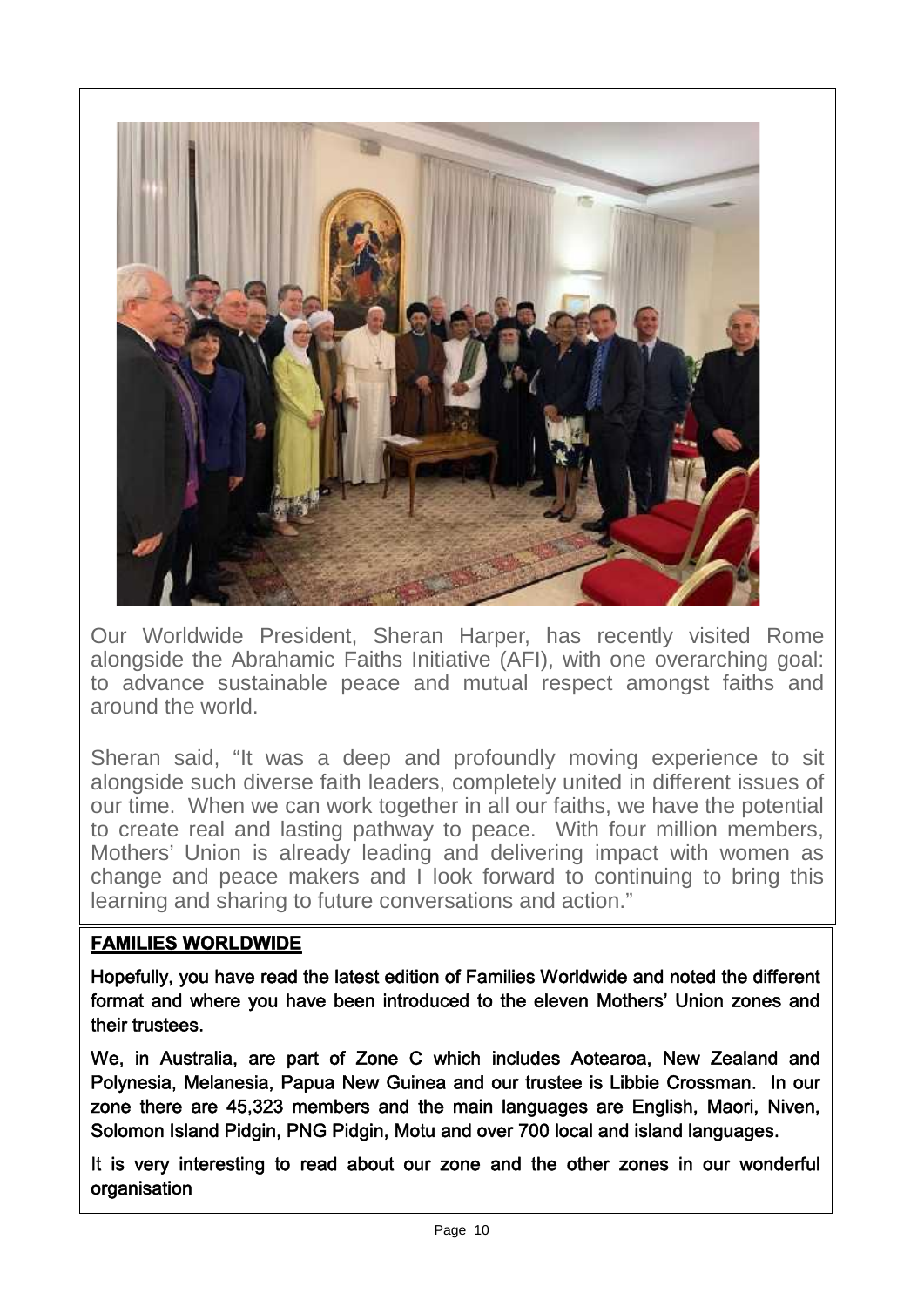Our Worldwide President, Sheran Harper, has recently visited Rome alongside the Abrahamic Faiths Initiative (AFI), with one overarching goal: to advance sustainable peace and mutual respect amongst faiths and around the world.

Sheran said, "It was a deep and profoundly moving experience to sit alongside such diverse faith leaders, completely united in different issues of our time. When we can work together in all our faiths, we have the potential to create real and lasting pathway to peace. With four million members, Mothers' Union is already leading and delivering impact with women as change and peace makers and I look forward to continuing to bring this learning and sharing to future conversations and action."

**FAMILIES WORLDWIDE**

**Hopefully, you have read the latest edition of Families Worldwide and noted the different format and where you have been introduced to the eleven Mothers' Union zones and their trustees.**

**We, in Australia, are part of Zone C which includes Aotearoa, New Zealand and Polynesia, Melanesia, Papua New Guinea and our trustee is Libbie Crossman. In our zone there are 45,323 members and the main languages are English, Maori, Niven, Solomon Island Pidgin, PNG Pidgin, Motu and over 700 local and island languages.**

**It is very interesting to read about our zone and the other zones in our wonderful organisation**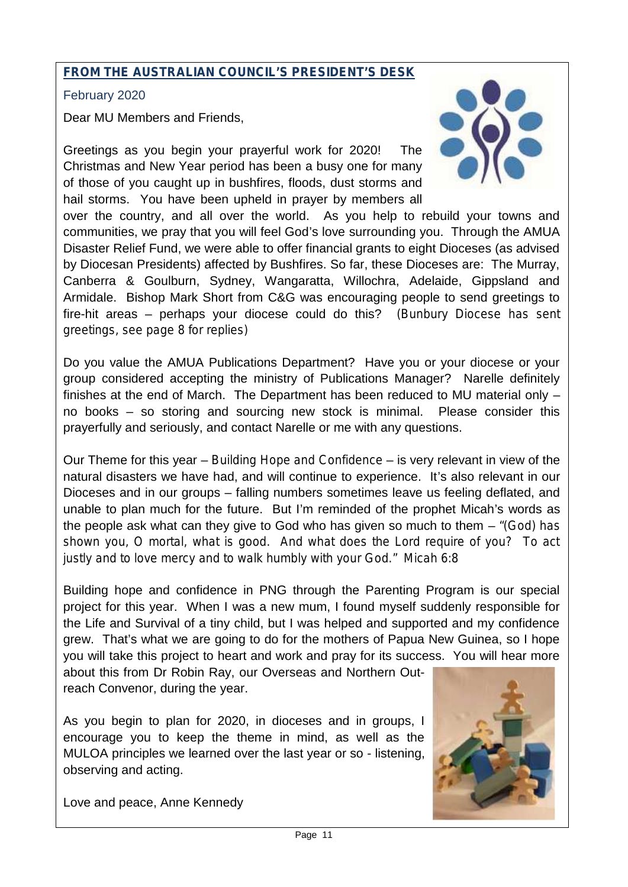## **FROM THE AUSTRALIAN COUNCIL'S PRESIDENT'S DESK**

February 2020

Dear MU Members and Friends,

Greetings as you begin your prayerful work for 2020! The Christmas and New Year period has been a busy one for many of those of you caught up in bushfires, floods, dust storms and hail storms. You have been upheld in prayer by members all over the country, and all over the world. As you help to rebuild your towns and communities, we pray that you will feel God's love surrounding you. Through the AMUA Disaster Relief Fund, we were able to offer financial grants to eight Dioceses (as advised by Diocesan Presidents) affected by Bushfires. So far, these Dioceses are: The Murray, Canberra & Goulburn, Sydney, Wangaratta, Willochra, Adelaide, Gippsland and Armidale. Bishop Mark Short from C&G was encouraging people to send greetings to fire-hit areas – perhaps your diocese could do this? *(Bunbury Diocese has sent greetings, see page 8 for replies)*

Do you value the AMUA Publications Department? Have you or your diocese or your group considered accepting the ministry of Publications Manager? Narelle definitely finishes at the end of March. The Department has been reduced to MU material only – no books – so storing and sourcing new stock is minimal. Please consider this prayerfully and seriously, and contact Narelle or me with any questions.

Our Theme for this year – *Building Hope and Confidence* – is very relevant in view of the natural disasters we have had, and will continue to experience. It's also relevant in our Dioceses and in our groups – falling numbers sometimes leave us feeling deflated, and unable to plan much for the future. But I'm reminded of the prophet Micah's words as the people ask what can they give to God who has given so much to them – *"(God) has shown you, O mortal, what is good. And what does the Lord require of you? To act justly and to love mercy and to walk humbly with your God." Micah 6:8*

Building hope and confidence in PNG through the Parenting Program is our special project for this year. When I was a new mum, I found myself suddenly responsible for the Life and Survival of a tiny child, but I was helped and supported and my confidence grew. That's what we are going to do for the mothers of Papua New Guinea, so I hope you will take this project to heart and work and pray for its success. You will hear more about this from Dr Robin Ray, our Overseas and Northern Outreach Convenor, during the year.

As you begin to plan for 2020, in dioceses and in groups, I encourage you to keep the theme in mind, as well as the MULOA principles we learned over the last year or so - listening, observing and acting.

Love and peace, Anne Kennedy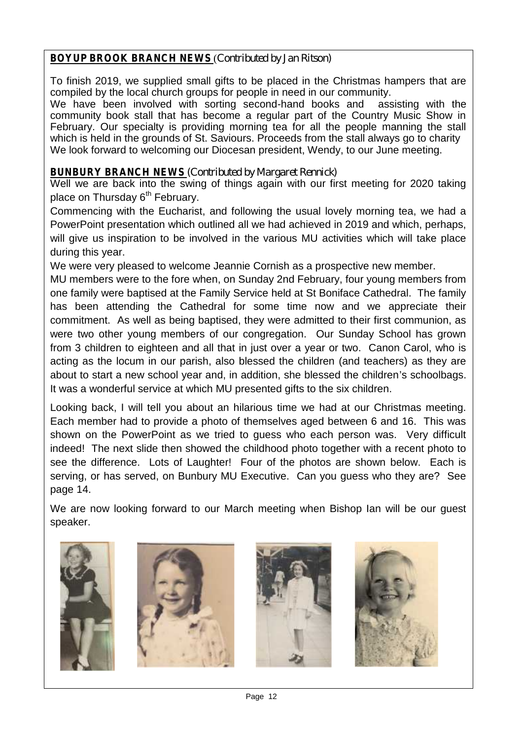**BOYUP BROOK BRANCH NEWS** *(Contributed by Jan Ritson)*

To finish 2019, we supplied small gifts to be placed in the Christmas hampers that are compiled by the local church groups for people in need in our community.
We have been involved with sorting second-hand books and assisting with the community book stall that has become a regular part of the Country Music Show in February. Our specialty is providing morning tea for all the people manning the stall which is held in the grounds of St. Saviours. Proceeds from the stall always go to charity
We look forward to welcoming our Diocesan president, Wendy, to our June meeting.

**BUNBURY BRANCH NEWS** *(Contributed by Margaret Rennick)*

Well we are back into the swing of things again with our first meeting for 2020 taking place on Thursday 6th February.

Commencing with the Eucharist, and following the usual lovely morning tea, we had a PowerPoint presentation which outlined all we had achieved in 2019 and which, perhaps, will give us inspiration to be involved in the various MU activities which will take place during this year.

We were very pleased to welcome Jeannie Cornish as a prospective new member.

MU members were to the fore when, on Sunday 2nd February, four young members from one family were baptised at the Family Service held at St Boniface Cathedral. The family has been attending the Cathedral for some time now and we appreciate their commitment. As well as being baptised, they were admitted to their first communion, as were two other young members of our congregation. Our Sunday School has grown from 3 children to eighteen and all that in just over a year or two. Canon Carol, who is acting as the locum in our parish, also blessed the children (and teachers) as they are about to start a new school year and, in addition, she blessed the children's schoolbags. It was a wonderful service at which MU presented gifts to the six children.

Looking back, I will tell you about an hilarious time we had at our Christmas meeting. Each member had to provide a photo of themselves aged between 6 and 16. This was shown on the PowerPoint as we tried to guess who each person was. Very difficult indeed! The next slide then showed the childhood photo together with a recent photo to see the difference. Lots of Laughter! Four of the photos are shown below. Each is serving, or has served, on Bunbury MU Executive. Can you guess who they are? See page 14.

We are now looking forward to our March meeting when Bishop Ian will be our guest speaker.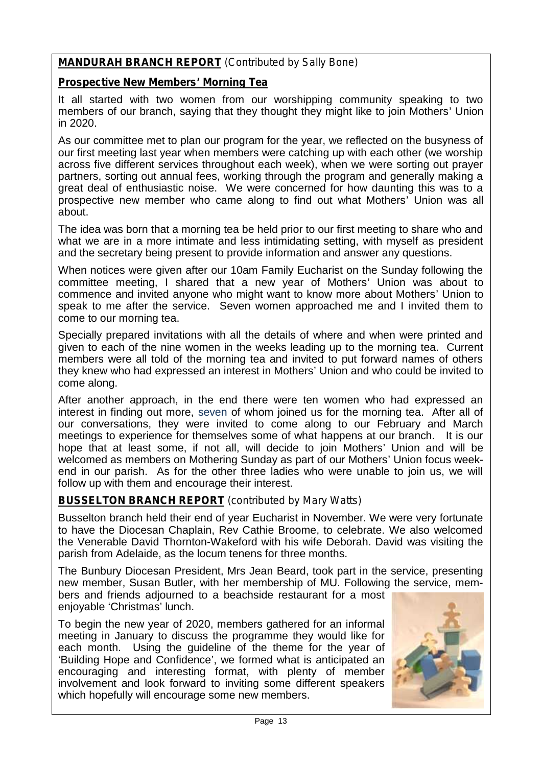**MANDURAH BRANCH REPORT** *(Contributed by Sally Bone)*

**Prospective New Members' Morning Tea**

It all started with two women from our worshipping community speaking to two members of our branch, saying that they thought they might like to join Mothers' Union in 2020.

As our committee met to plan our program for the year, we reflected on the busyness of our first meeting last year when members were catching up with each other (we worship across five different services throughout each week), when we were sorting out prayer partners, sorting out annual fees, working through the program and generally making a great deal of enthusiastic noise. We were concerned for how daunting this was to a prospective new member who came along to find out what Mothers' Union was all about.

The idea was born that a morning tea be held prior to our first meeting to share who and what we are in a more intimate and less intimidating setting, with myself as president and the secretary being present to provide information and answer any questions.

When notices were given after our 10am Family Eucharist on the Sunday following the committee meeting, I shared that a new year of Mothers' Union was about to commence and invited anyone who might want to know more about Mothers' Union to speak to me after the service. Seven women approached me and I invited them to come to our morning tea.

Specially prepared invitations with all the details of where and when were printed and given to each of the nine women in the weeks leading up to the morning tea. Current members were all told of the morning tea and invited to put forward names of others they knew who had expressed an interest in Mothers' Union and who could be invited to come along.

After another approach, in the end there were ten women who had expressed an interest in finding out more, seven of whom joined us for the morning tea. After all of our conversations, they were invited to come along to our February and March meetings to experience for themselves some of what happens at our branch. It is our hope that at least some, if not all, will decide to join Mothers' Union and will be welcomed as members on Mothering Sunday as part of our Mothers' Union focus weekend in our parish. As for the other three ladies who were unable to join us, we will follow up with them and encourage their interest.

**BUSSELTON BRANCH REPORT** *(contributed by Mary Watts)*

Busselton branch held their end of year Eucharist in November. We were very fortunate to have the Diocesan Chaplain, Rev Cathie Broome, to celebrate. We also welcomed the Venerable David Thornton-Wakeford with his wife Deborah. David was visiting the parish from Adelaide, as the locum tenens for three months.

The Bunbury Diocesan President, Mrs Jean Beard, took part in the service, presenting new member, Susan Butler, with her membership of MU. Following the service, members and friends adjourned to a beachside restaurant for a most enjoyable 'Christmas' lunch.

To begin the new year of 2020, members gathered for an informal meeting in January to discuss the programme they would like for each month. Using the guideline of the theme for the year of 'Building Hope and Confidence', we formed what is anticipated an encouraging and interesting format, with plenty of member involvement and look forward to inviting some different speakers which hopefully will encourage some new members.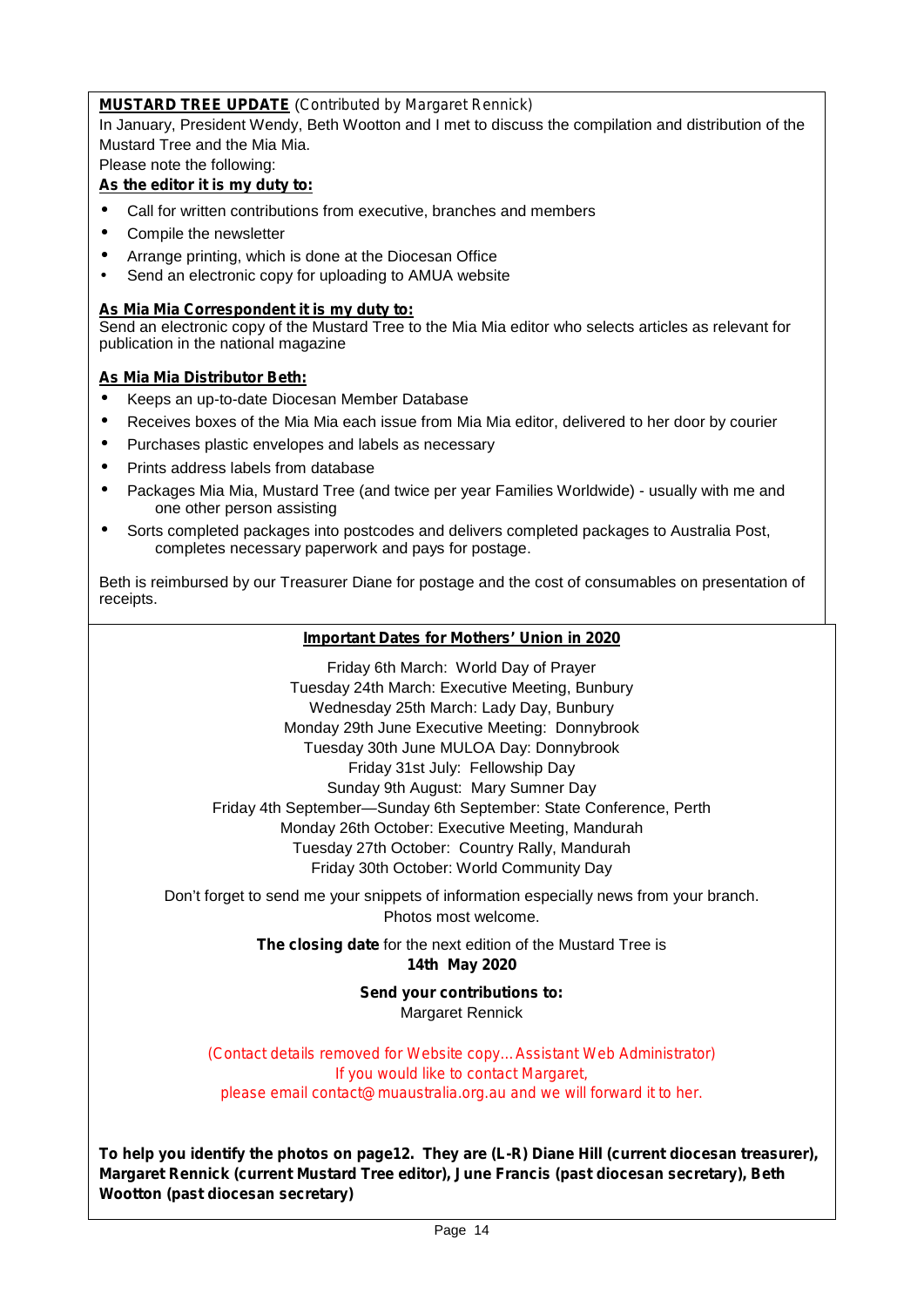**MUSTARD TREE UPDATE** (Contributed by Margaret Rennick)

In January, President Wendy, Beth Wootton and I met to discuss the compilation and distribution of the Mustard Tree and the Mia Mia.

Please note the following:

**As the editor it is my duty to:**

- Call for written contributions from executive, branches and members
- Compile the newsletter
- Arrange printing, which is done at the Diocesan Office
- Send an electronic copy for uploading to AMUA website

**As Mia Mia Correspondent it is my duty to:**

Send an electronic copy of the Mustard Tree to the Mia Mia editor who selects articles as relevant for publication in the national magazine

**As Mia Mia Distributor Beth:**

- Keeps an up-to-date Diocesan Member Database
- Receives boxes of the Mia Mia each issue from Mia Mia editor, delivered to her door by courier
- Purchases plastic envelopes and labels as necessary
- Prints address labels from database
- Packages Mia Mia, Mustard Tree (and twice per year Families Worldwide) - usually with me and one other person assisting
- Sorts completed packages into postcodes and delivers completed packages to Australia Post, completes necessary paperwork and pays for postage.

Beth is reimbursed by our Treasurer Diane for postage and the cost of consumables on presentation of receipts.

**Important Dates for Mothers' Union in 2020**

Friday 6th March: World Day of Prayer
Tuesday 24th March: Executive Meeting, Bunbury
Wednesday 25th March: Lady Day, Bunbury
Monday 29th June Executive Meeting: Donnybrook
Tuesday 30th June MULOA Day: Donnybrook
Friday 31st July: Fellowship Day
Sunday 9th August: Mary Sumner Day
Friday 4th September—Sunday 6th September: State Conference, Perth
Monday 26th October: Executive Meeting, Mandurah
Tuesday 27th October: Country Rally, Mandurah
Friday 30th October: World Community Day

Don't forget to send me your snippets of information especially news from your branch.
Photos most welcome.

**The closing date** for the next edition of the Mustard Tree is
**14th May 2020**

**Send your contributions to:**
Margaret Rennick

(Contact details removed for Website copy...Assistant Web Administrator)
If you would like to contact Margaret,
please email contact@muaustralia.org.au and we will forward it to her.

**To help you identify the photos on page12. They are (L-R) Diane Hill (current diocesan treasurer), Margaret Rennick (current Mustard Tree editor), June Francis (past diocesan secretary), Beth Wootton (past diocesan secretary)**